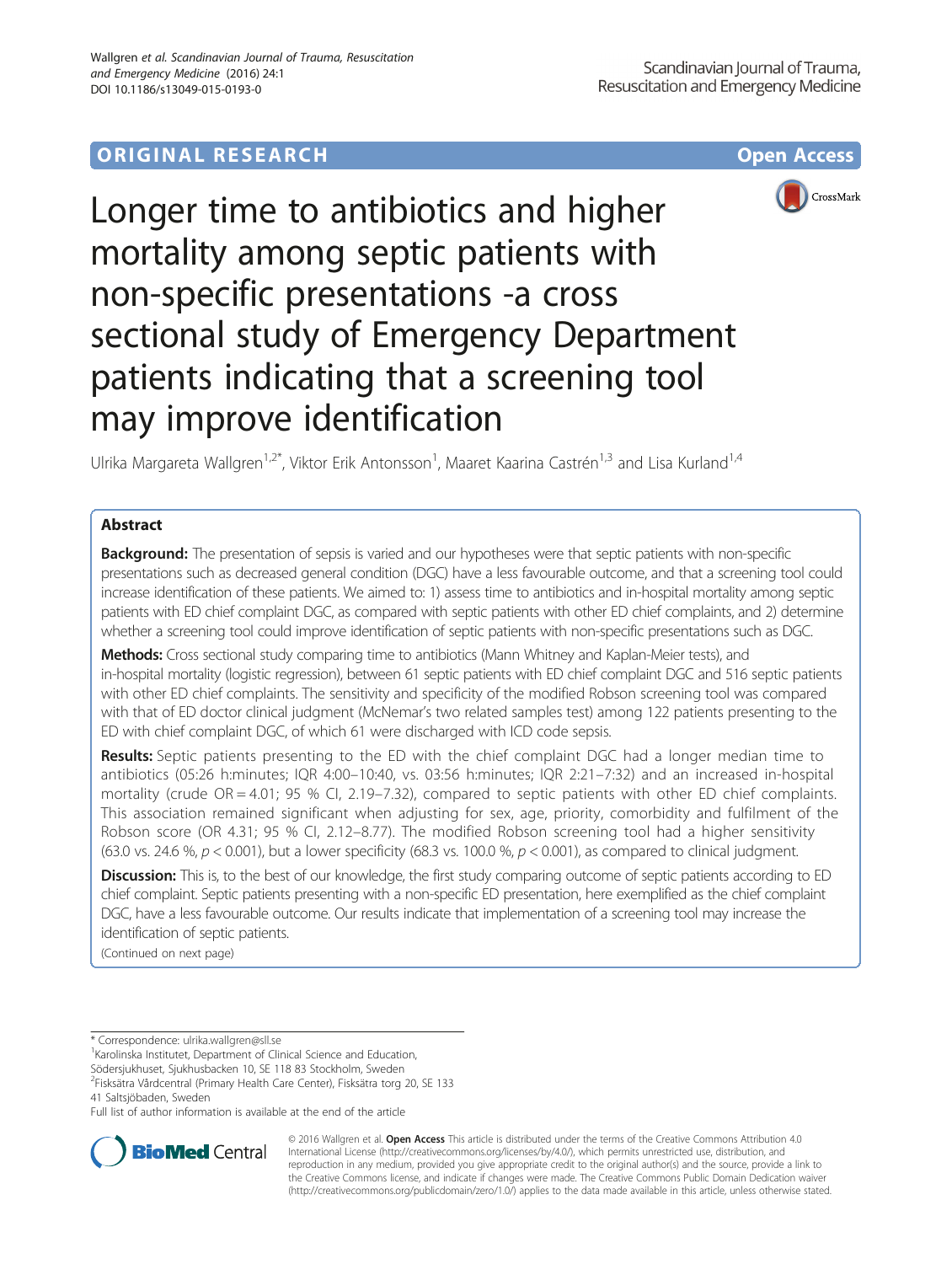# ORIGINAL RESEARCH

# Longer time to antibiotics and higher mortality among septic patients with non-specific presentations -a cross sectional study of Emergency Department patients indicating that a screening tool may improve identification

Ulrika Margareta Wallgren[1,2*], Viktor Erik Antonsson[1], Maaret Kaarina Castrén[1,3] and Lisa Kurland[1,4]

## Abstract

**Background:** The presentation of sepsis is varied and our hypotheses were that septic patients with non-specific presentations such as decreased general condition (DGC) have a less favourable outcome, and that a screening tool could increase identification of these patients. We aimed to: 1) assess time to antibiotics and in-hospital mortality among septic patients with ED chief complaint DGC, as compared with septic patients with other ED chief complaints, and 2) determine whether a screening tool could improve identification of septic patients with non-specific presentations such as DGC.

**Methods:** Cross sectional study comparing time to antibiotics (Mann Whitney and Kaplan-Meier tests), and in-hospital mortality (logistic regression), between 61 septic patients with ED chief complaint DGC and 516 septic patients with other ED chief complaints. The sensitivity and specificity of the modified Robson screening tool was compared with that of ED doctor clinical judgment (McNemar's two related samples test) among 122 patients presenting to the ED with chief complaint DGC, of which 61 were discharged with ICD code sepsis.

**Results:** Septic patients presenting to the ED with the chief complaint DGC had a longer median time to antibiotics (05:26 h:minutes; IQR 4:00–10:40, vs. 03:56 h:minutes; IQR 2:21–7:32) and an increased in-hospital mortality (crude OR = 4.01; 95 % CI, 2.19–7.32), compared to septic patients with other ED chief complaints. This association remained significant when adjusting for sex, age, priority, comorbidity and fulfilment of the Robson score (OR 4.31; 95 % CI, 2.12–8.77). The modified Robson screening tool had a higher sensitivity (63.0 vs. 24.6 %, $p < 0.001$), but a lower specificity (68.3 vs. 100.0 %, $p < 0.001$), as compared to clinical judgment.

**Discussion:** This is, to the best of our knowledge, the first study comparing outcome of septic patients according to ED chief complaint. Septic patients presenting with a non-specific ED presentation, here exemplified as the chief complaint DGC, have a less favourable outcome. Our results indicate that implementation of a screening tool may increase the identification of septic patients.

(Continued on next page)

* Correspondence: ulrika.wallgren@sll.se

[1]Karolinska Institutet, Department of Clinical Science and Education, Södersjukhuset, Sjukhusbacken 10, SE 118 83 Stockholm, Sweden

[2]Fisksätra Vårdcentral (Primary Health Care Center), Fisksätra torg 20, SE 133 41 Saltsjöbaden, Sweden

Full list of author information is available at the end of the article

© 2016 Wallgren et al. **Open Access** This article is distributed under the terms of the Creative Commons Attribution 4.0 International License (http://creativecommons.org/licenses/by/4.0/), which permits unrestricted use, distribution, and reproduction in any medium, provided you give appropriate credit to the original author(s) and the source, provide a link to the Creative Commons license, and indicate if changes were made. The Creative Commons Public Domain Dedication waiver (http://creativecommons.org/publicdomain/zero/1.0/) applies to the data made available in this article, unless otherwise stated.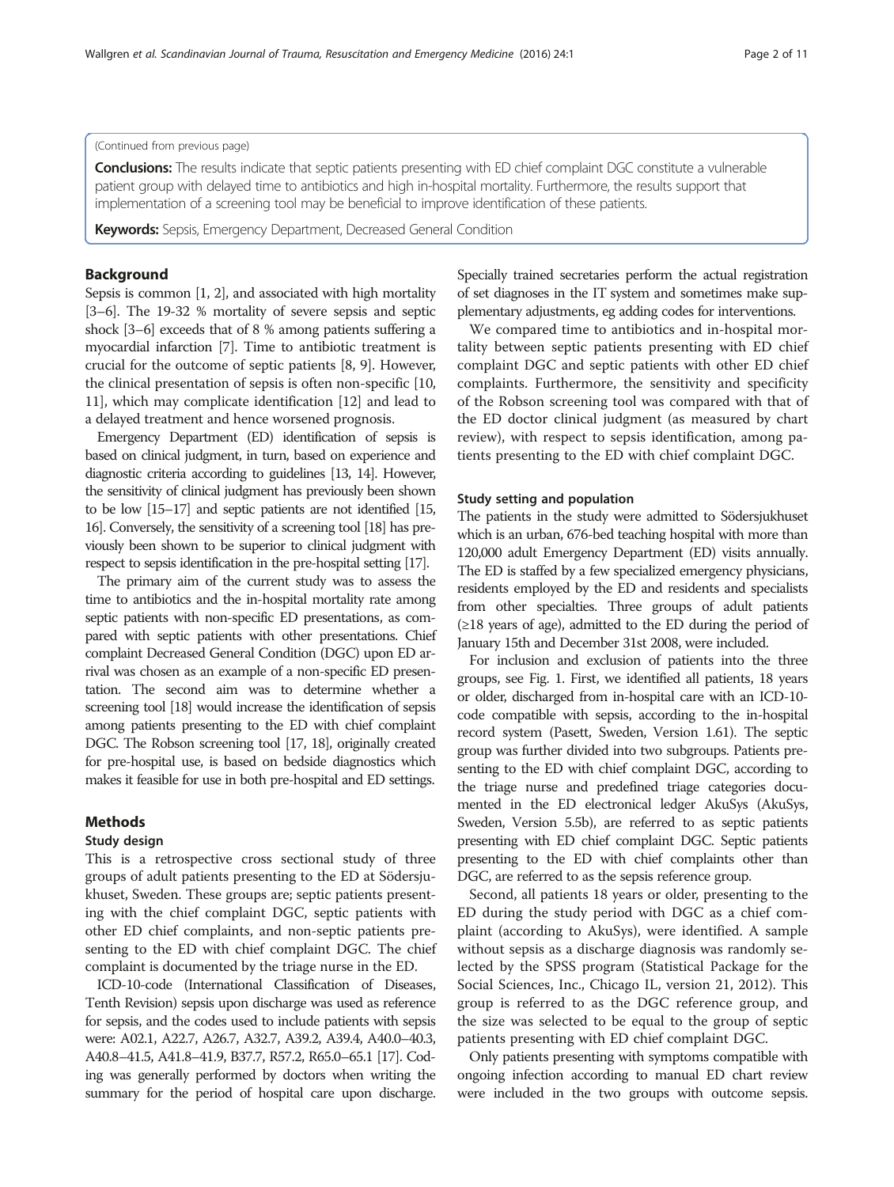(Continued from previous page)

**Conclusions:** The results indicate that septic patients presenting with ED chief complaint DGC constitute a vulnerable patient group with delayed time to antibiotics and high in-hospital mortality. Furthermore, the results support that implementation of a screening tool may be beneficial to improve identification of these patients.

**Keywords:** Sepsis, Emergency Department, Decreased General Condition

## Background

Sepsis is common [1, 2], and associated with high mortality [3–6]. The 19-32 % mortality of severe sepsis and septic shock [3–6] exceeds that of 8 % among patients suffering a myocardial infarction [7]. Time to antibiotic treatment is crucial for the outcome of septic patients [8, 9]. However, the clinical presentation of sepsis is often non-specific [10, 11], which may complicate identification [12] and lead to a delayed treatment and hence worsened prognosis.

Emergency Department (ED) identification of sepsis is based on clinical judgment, in turn, based on experience and diagnostic criteria according to guidelines [13, 14]. However, the sensitivity of clinical judgment has previously been shown to be low [15–17] and septic patients are not identified [15, 16]. Conversely, the sensitivity of a screening tool [18] has previously been shown to be superior to clinical judgment with respect to sepsis identification in the pre-hospital setting [17].

The primary aim of the current study was to assess the time to antibiotics and the in-hospital mortality rate among septic patients with non-specific ED presentations, as compared with septic patients with other presentations. Chief complaint Decreased General Condition (DGC) upon ED arrival was chosen as an example of a non-specific ED presentation. The second aim was to determine whether a screening tool [18] would increase the identification of sepsis among patients presenting to the ED with chief complaint DGC. The Robson screening tool [17, 18], originally created for pre-hospital use, is based on bedside diagnostics which makes it feasible for use in both pre-hospital and ED settings.

## Methods

### Study design

This is a retrospective cross sectional study of three groups of adult patients presenting to the ED at Södersjukhuset, Sweden. These groups are; septic patients presenting with the chief complaint DGC, septic patients with other ED chief complaints, and non-septic patients presenting to the ED with chief complaint DGC. The chief complaint is documented by the triage nurse in the ED.

ICD-10-code (International Classification of Diseases, Tenth Revision) sepsis upon discharge was used as reference for sepsis, and the codes used to include patients with sepsis were: A02.1, A22.7, A26.7, A32.7, A39.2, A39.4, A40.0–40.3, A40.8–41.5, A41.8–41.9, B37.7, R57.2, R65.0–65.1 [17]. Coding was generally performed by doctors when writing the summary for the period of hospital care upon discharge. Specially trained secretaries perform the actual registration of set diagnoses in the IT system and sometimes make supplementary adjustments, eg adding codes for interventions.

We compared time to antibiotics and in-hospital mortality between septic patients presenting with ED chief complaint DGC and septic patients with other ED chief complaints. Furthermore, the sensitivity and specificity of the Robson screening tool was compared with that of the ED doctor clinical judgment (as measured by chart review), with respect to sepsis identification, among patients presenting to the ED with chief complaint DGC.

### Study setting and population

The patients in the study were admitted to Södersjukhuset which is an urban, 676-bed teaching hospital with more than 120,000 adult Emergency Department (ED) visits annually. The ED is staffed by a few specialized emergency physicians, residents employed by the ED and residents and specialists from other specialties. Three groups of adult patients (≥18 years of age), admitted to the ED during the period of January 15th and December 31st 2008, were included.

For inclusion and exclusion of patients into the three groups, see Fig. 1. First, we identified all patients, 18 years or older, discharged from in-hospital care with an ICD-10-code compatible with sepsis, according to the in-hospital record system (Pasett, Sweden, Version 1.61). The septic group was further divided into two subgroups. Patients presenting to the ED with chief complaint DGC, according to the triage nurse and predefined triage categories documented in the ED electronical ledger AkuSys (AkuSys, Sweden, Version 5.5b), are referred to as septic patients presenting with ED chief complaint DGC. Septic patients presenting to the ED with chief complaints other than DGC, are referred to as the sepsis reference group.

Second, all patients 18 years or older, presenting to the ED during the study period with DGC as a chief complaint (according to AkuSys), were identified. A sample without sepsis as a discharge diagnosis was randomly selected by the SPSS program (Statistical Package for the Social Sciences, Inc., Chicago IL, version 21, 2012). This group is referred to as the DGC reference group, and the size was selected to be equal to the group of septic patients presenting with ED chief complaint DGC.

Only patients presenting with symptoms compatible with ongoing infection according to manual ED chart review were included in the two groups with outcome sepsis.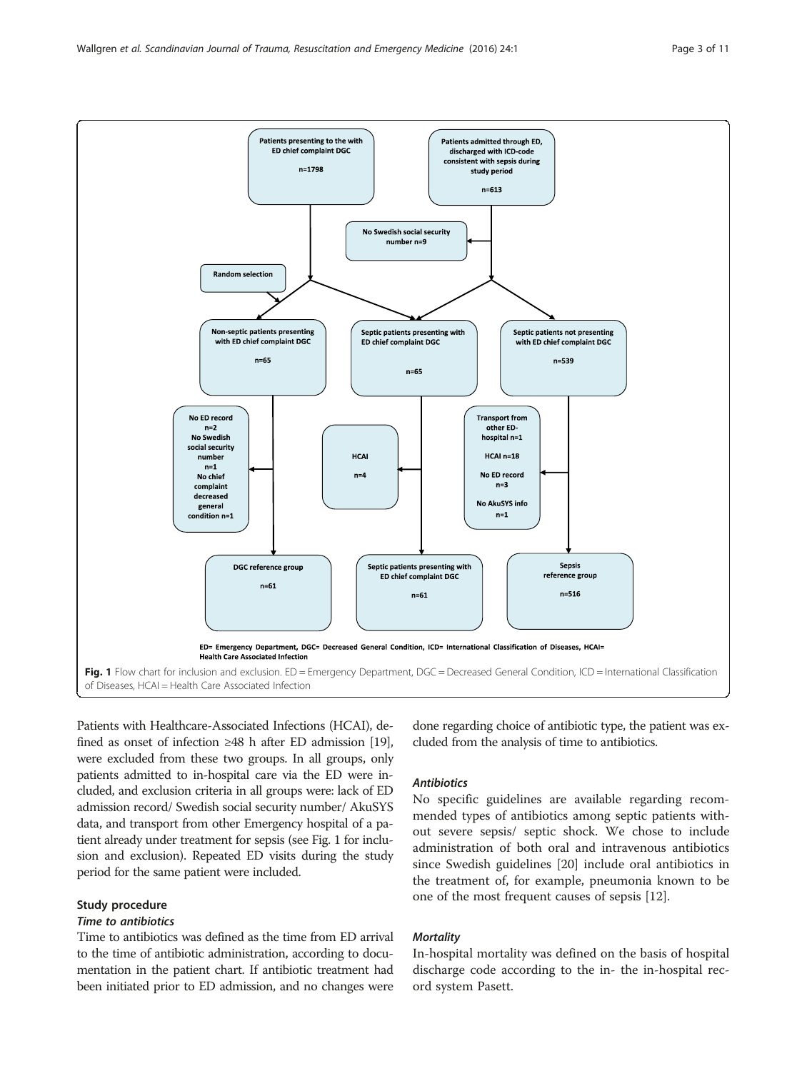ED= Emergency Department, DGC= Decreased General Condition, ICD= International Classification of Diseases, HCAI= Health Care Associated Infection

**Fig. 1** Flow chart for inclusion and exclusion. ED = Emergency Department, DGC = Decreased General Condition, ICD = International Classification of Diseases, HCAI = Health Care Associated Infection

Patients with Healthcare-Associated Infections (HCAI), defined as onset of infection ≥48 h after ED admission [19], were excluded from these two groups. In all groups, only patients admitted to in-hospital care via the ED were included, and exclusion criteria in all groups were: lack of ED admission record/ Swedish social security number/ AkuSYS data, and transport from other Emergency hospital of a patient already under treatment for sepsis (see Fig. 1 for inclusion and exclusion). Repeated ED visits during the study period for the same patient were included.

## Study procedure

### *Time to antibiotics*

Time to antibiotics was defined as the time from ED arrival to the time of antibiotic administration, according to documentation in the patient chart. If antibiotic treatment had been initiated prior to ED admission, and no changes were done regarding choice of antibiotic type, the patient was excluded from the analysis of time to antibiotics.

### *Antibiotics*

No specific guidelines are available regarding recommended types of antibiotics among septic patients without severe sepsis/ septic shock. We chose to include administration of both oral and intravenous antibiotics since Swedish guidelines [20] include oral antibiotics in the treatment of, for example, pneumonia known to be one of the most frequent causes of sepsis [12].

### *Mortality*

In-hospital mortality was defined on the basis of hospital discharge code according to the in- the in-hospital record system Pasett.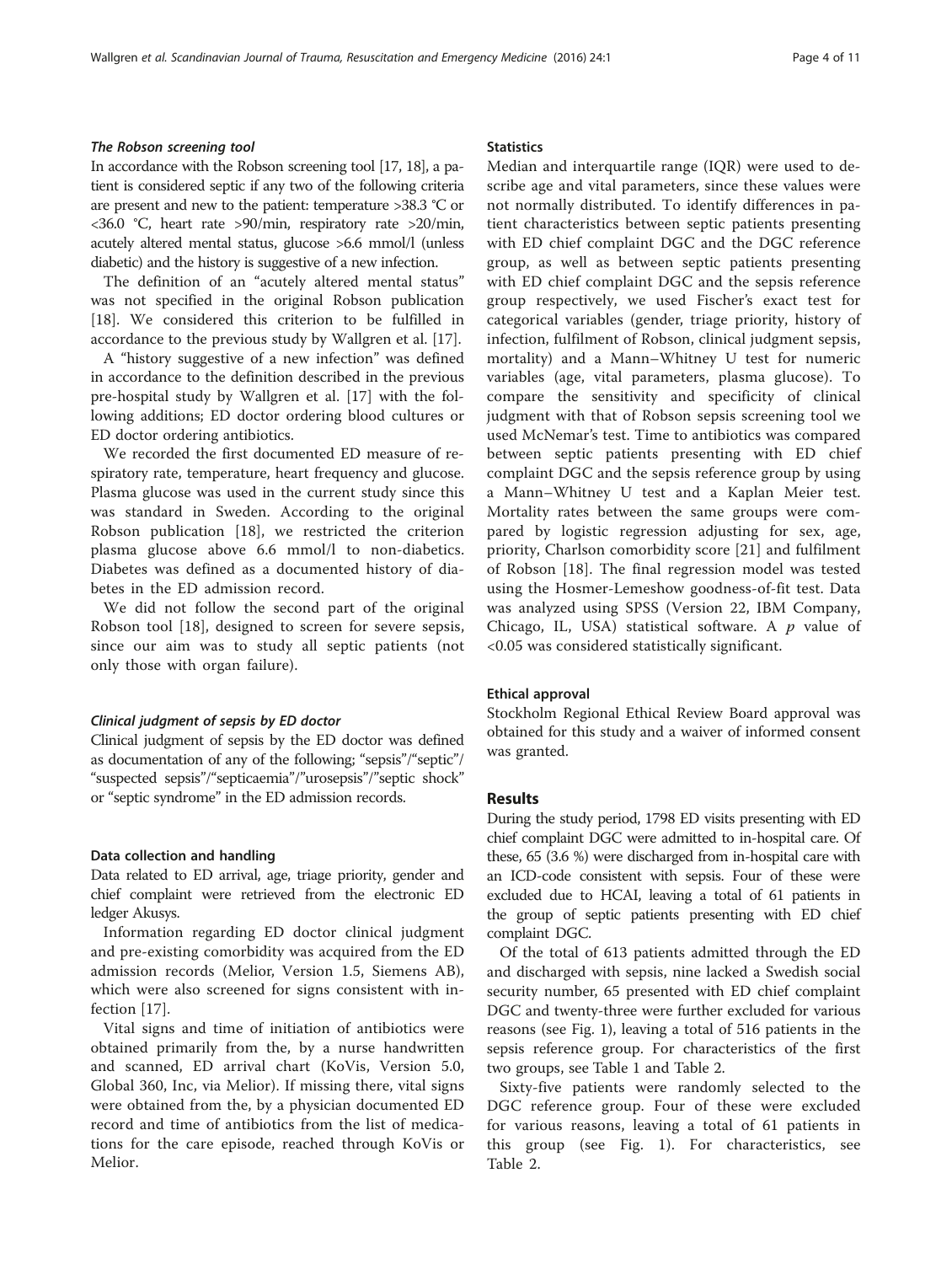### *The Robson screening tool*

In accordance with the Robson screening tool [17, 18], a patient is considered septic if any two of the following criteria are present and new to the patient: temperature >38.3 °C or <36.0 °C, heart rate >90/min, respiratory rate >20/min, acutely altered mental status, glucose >6.6 mmol/l (unless diabetic) and the history is suggestive of a new infection.

The definition of an "acutely altered mental status" was not specified in the original Robson publication [18]. We considered this criterion to be fulfilled in accordance to the previous study by Wallgren et al. [17].

A "history suggestive of a new infection" was defined in accordance to the definition described in the previous pre-hospital study by Wallgren et al. [17] with the following additions; ED doctor ordering blood cultures or ED doctor ordering antibiotics.

We recorded the first documented ED measure of respiratory rate, temperature, heart frequency and glucose. Plasma glucose was used in the current study since this was standard in Sweden. According to the original Robson publication [18], we restricted the criterion plasma glucose above 6.6 mmol/l to non-diabetics. Diabetes was defined as a documented history of diabetes in the ED admission record.

We did not follow the second part of the original Robson tool [18], designed to screen for severe sepsis, since our aim was to study all septic patients (not only those with organ failure).

### *Clinical judgment of sepsis by ED doctor*

Clinical judgment of sepsis by the ED doctor was defined as documentation of any of the following; "sepsis"/"septic"/ "suspected sepsis"/"septicaemia"/"urosepsis"/"septic shock" or "septic syndrome" in the ED admission records.

### Data collection and handling

Data related to ED arrival, age, triage priority, gender and chief complaint were retrieved from the electronic ED ledger Akusys.

Information regarding ED doctor clinical judgment and pre-existing comorbidity was acquired from the ED admission records (Melior, Version 1.5, Siemens AB), which were also screened for signs consistent with infection [17].

Vital signs and time of initiation of antibiotics were obtained primarily from the, by a nurse handwritten and scanned, ED arrival chart (KoVis, Version 5.0, Global 360, Inc, via Melior). If missing there, vital signs were obtained from the, by a physician documented ED record and time of antibiotics from the list of medications for the care episode, reached through KoVis or Melior.

### Statistics

Median and interquartile range (IQR) were used to describe age and vital parameters, since these values were not normally distributed. To identify differences in patient characteristics between septic patients presenting with ED chief complaint DGC and the DGC reference group, as well as between septic patients presenting with ED chief complaint DGC and the sepsis reference group respectively, we used Fischer's exact test for categorical variables (gender, triage priority, history of infection, fulfilment of Robson, clinical judgment sepsis, mortality) and a Mann–Whitney U test for numeric variables (age, vital parameters, plasma glucose). To compare the sensitivity and specificity of clinical judgment with that of Robson sepsis screening tool we used McNemar's test. Time to antibiotics was compared between septic patients presenting with ED chief complaint DGC and the sepsis reference group by using a Mann–Whitney U test and a Kaplan Meier test. Mortality rates between the same groups were compared by logistic regression adjusting for sex, age, priority, Charlson comorbidity score [21] and fulfilment of Robson [18]. The final regression model was tested using the Hosmer-Lemeshow goodness-of-fit test. Data was analyzed using SPSS (Version 22, IBM Company, Chicago, IL, USA) statistical software. A $p$ value of <0.05 was considered statistically significant.

### Ethical approval

Stockholm Regional Ethical Review Board approval was obtained for this study and a waiver of informed consent was granted.

## Results

During the study period, 1798 ED visits presenting with ED chief complaint DGC were admitted to in-hospital care. Of these, 65 (3.6 %) were discharged from in-hospital care with an ICD-code consistent with sepsis. Four of these were excluded due to HCAI, leaving a total of 61 patients in the group of septic patients presenting with ED chief complaint DGC.

Of the total of 613 patients admitted through the ED and discharged with sepsis, nine lacked a Swedish social security number, 65 presented with ED chief complaint DGC and twenty-three were further excluded for various reasons (see Fig. 1), leaving a total of 516 patients in the sepsis reference group. For characteristics of the first two groups, see Table 1 and Table 2.

Sixty-five patients were randomly selected to the DGC reference group. Four of these were excluded for various reasons, leaving a total of 61 patients in this group (see Fig. 1). For characteristics, see Table 2.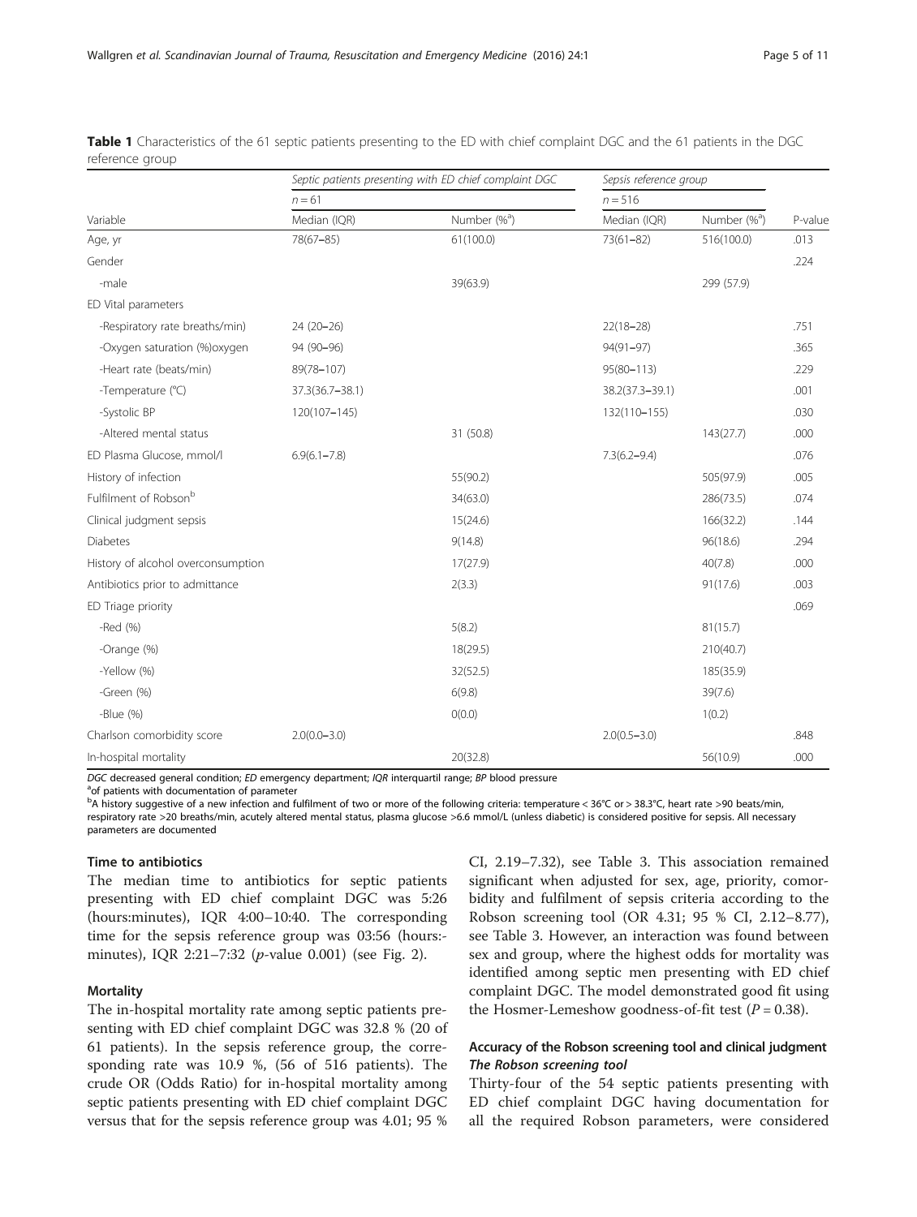**Table 1** Characteristics of the 61 septic patients presenting to the ED with chief complaint DGC and the 61 patients in the DGC reference group

| | Septic patients presenting with ED chief complaint DGC | | Sepsis reference group | | |
|---|---|---|---|---|---|
| | $n = 61$ | | $n = 516$ | | |
| Variable | Median (IQR) | Number (%[a]) | Median (IQR) | Number (%[a]) | P-value |
| Age, yr | 78(67–85) | 61(100.0) | 73(61–82) | 516(100.0) | .013 |
| Gender | | | | | .224 |
| -male | | 39(63.9) | | 299 (57.9) | |
| ED Vital parameters | | | | | |
| -Respiratory rate breaths/min) | 24 (20–26) | | 22(18–28) | | .751 |
| -Oxygen saturation (%)oxygen | 94 (90–96) | | 94(91–97) | | .365 |
| -Heart rate (beats/min) | 89(78–107) | | 95(80–113) | | .229 |
| -Temperature (°C) | 37.3(36.7–38.1) | | 38.2(37.3–39.1) | | .001 |
| -Systolic BP | 120(107–145) | | 132(110–155) | | .030 |
| -Altered mental status | | 31 (50.8) | | 143(27.7) | .000 |
| ED Plasma Glucose, mmol/l | 6.9(6.1–7.8) | | 7.3(6.2–9.4) | | .076 |
| History of infection | | 55(90.2) | | 505(97.9) | .005 |
| Fulfilment of Robson[b] | | 34(63.0) | | 286(73.5) | .074 |
| Clinical judgment sepsis | | 15(24.6) | | 166(32.2) | .144 |
| Diabetes | | 9(14.8) | | 96(18.6) | .294 |
| History of alcohol overconsumption | | 17(27.9) | | 40(7.8) | .000 |
| Antibiotics prior to admittance | | 2(3.3) | | 91(17.6) | .003 |
| ED Triage priority | | | | | .069 |
| -Red (%) | | 5(8.2) | | 81(15.7) | |
| -Orange (%) | | 18(29.5) | | 210(40.7) | |
| -Yellow (%) | | 32(52.5) | | 185(35.9) | |
| -Green (%) | | 6(9.8) | | 39(7.6) | |
| -Blue (%) | | 0(0.0) | | 1(0.2) | |
| Charlson comorbidity score | 2.0(0.0–3.0) | | 2.0(0.5–3.0) | | .848 |
| In-hospital mortality | | 20(32.8) | | 56(10.9) | .000 |

*DGC* decreased general condition; *ED* emergency department; *IQR* interquartil range; *BP* blood pressure
[a]of patients with documentation of parameter
[b]A history suggestive of a new infection and fulfilment of two or more of the following criteria: temperature < 36°C or > 38.3°C, heart rate >90 beats/min, respiratory rate >20 breaths/min, acutely altered mental status, plasma glucose >6.6 mmol/L (unless diabetic) is considered positive for sepsis. All necessary parameters are documented

### Time to antibiotics

The median time to antibiotics for septic patients presenting with ED chief complaint DGC was 5:26 (hours:minutes), IQR 4:00–10:40. The corresponding time for the sepsis reference group was 03:56 (hours:-minutes), IQR 2:21–7:32 ($p$-value 0.001) (see Fig. 2).

### Mortality

The in-hospital mortality rate among septic patients presenting with ED chief complaint DGC was 32.8 % (20 of 61 patients). In the sepsis reference group, the corresponding rate was 10.9 %, (56 of 516 patients). The crude OR (Odds Ratio) for in-hospital mortality among septic patients presenting with ED chief complaint DGC versus that for the sepsis reference group was 4.01; 95 % CI, 2.19–7.32), see Table 3. This association remained significant when adjusted for sex, age, priority, comorbidity and fulfilment of sepsis criteria according to the Robson screening tool (OR 4.31; 95 % CI, 2.12–8.77), see Table 3. However, an interaction was found between sex and group, where the highest odds for mortality was identified among septic men presenting with ED chief complaint DGC. The model demonstrated good fit using the Hosmer-Lemeshow goodness-of-fit test ($P = 0.38$).

### Accuracy of the Robson screening tool and clinical judgment

#### *The Robson screening tool*

Thirty-four of the 54 septic patients presenting with ED chief complaint DGC having documentation for all the required Robson parameters, were considered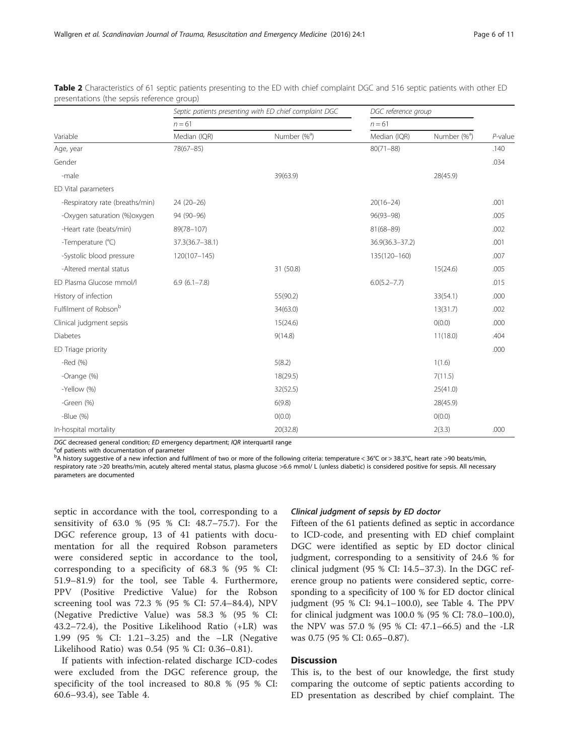**Table 2** Characteristics of 61 septic patients presenting to the ED with chief complaint DGC and 516 septic patients with other ED presentations (the sepsis reference group)

| Variable | Septic patients presenting with ED chief complaint DGC | | DGC reference group | | *P*-value |
|---|---|---|---|---|---|
| | *n* = 61 | | *n* = 61 | | |
| | Median (IQR) | Number (%[a]) | Median (IQR) | Number (%[a]) | |
| Age, year | 78(67–85) | | 80(71–88) | | .140 |
| Gender | | | | | .034 |
| -male | | 39(63.9) | | 28(45.9) | |
| ED Vital parameters | | | | | |
| -Respiratory rate (breaths/min) | 24 (20–26) | | 20(16–24) | | .001 |
| -Oxygen saturation (%)oxygen | 94 (90–96) | | 96(93–98) | | .005 |
| -Heart rate (beats/min) | 89(78–107) | | 81(68–89) | | .002 |
| -Temperature (°C) | 37.3(36.7–38.1) | | 36.9(36.3–37.2) | | .001 |
| -Systolic blood pressure | 120(107–145) | | 135(120–160) | | .007 |
| -Altered mental status | | 31 (50.8) | | 15(24.6) | .005 |
| ED Plasma Glucose mmol/l | 6.9 (6.1–7.8) | | 6.0(5.2–7.7) | | .015 |
| History of infection | | 55(90.2) | | 33(54.1) | .000 |
| Fulfilment of Robson[b] | | 34(63.0) | | 13(31.7) | .002 |
| Clinical judgment sepsis | | 15(24.6) | | 0(0.0) | .000 |
| Diabetes | | 9(14.8) | | 11(18.0) | .404 |
| ED Triage priority | | | | | .000 |
| -Red (%) | | 5(8.2) | | 1(1.6) | |
| -Orange (%) | | 18(29.5) | | 7(11.5) | |
| -Yellow (%) | | 32(52.5) | | 25(41.0) | |
| -Green (%) | | 6(9.8) | | 28(45.9) | |
| -Blue (%) | | 0(0.0) | | 0(0.0) | |
| In-hospital mortality | | 20(32.8) | | 2(3.3) | .000 |

*DGC* decreased general condition; *ED* emergency department; *IQR* interquartil range

[a]of patients with documentation of parameter

[b]A history suggestive of a new infection and fulfilment of two or more of the following criteria: temperature < 36°C or > 38.3°C, heart rate >90 beats/min, respiratory rate >20 breaths/min, acutely altered mental status, plasma glucose >6.6 mmol/ L (unless diabetic) is considered positive for sepsis. All necessary parameters are documented

septic in accordance with the tool, corresponding to a sensitivity of 63.0 % (95 % CI: 48.7–75.7). For the DGC reference group, 13 of 41 patients with documentation for all the required Robson parameters were considered septic in accordance to the tool, corresponding to a specificity of 68.3 % (95 % CI: 51.9–81.9) for the tool, see Table 4. Furthermore, PPV (Positive Predictive Value) for the Robson screening tool was 72.3 % (95 % CI: 57.4–84.4), NPV (Negative Predictive Value) was 58.3 % (95 % CI: 43.2–72.4), the Positive Likelihood Ratio (+LR) was 1.99 (95 % CI: 1.21–3.25) and the –LR (Negative Likelihood Ratio) was 0.54 (95 % CI: 0.36–0.81).

If patients with infection-related discharge ICD-codes were excluded from the DGC reference group, the specificity of the tool increased to 80.8 % (95 % CI: 60.6–93.4), see Table 4.

#### Clinical judgment of sepsis by ED doctor

Fifteen of the 61 patients defined as septic in accordance to ICD-code, and presenting with ED chief complaint DGC were identified as septic by ED doctor clinical judgment, corresponding to a sensitivity of 24.6 % for clinical judgment (95 % CI: 14.5–37.3). In the DGC reference group no patients were considered septic, corresponding to a specificity of 100 % for ED doctor clinical judgment (95 % CI: 94.1–100.0), see Table 4. The PPV for clinical judgment was 100.0 % (95 % CI: 78.0–100.0), the NPV was 57.0 % (95 % CI: 47.1–66.5) and the -LR was 0.75 (95 % CI: 0.65–0.87).

## Discussion

This is, to the best of our knowledge, the first study comparing the outcome of septic patients according to ED presentation as described by chief complaint. The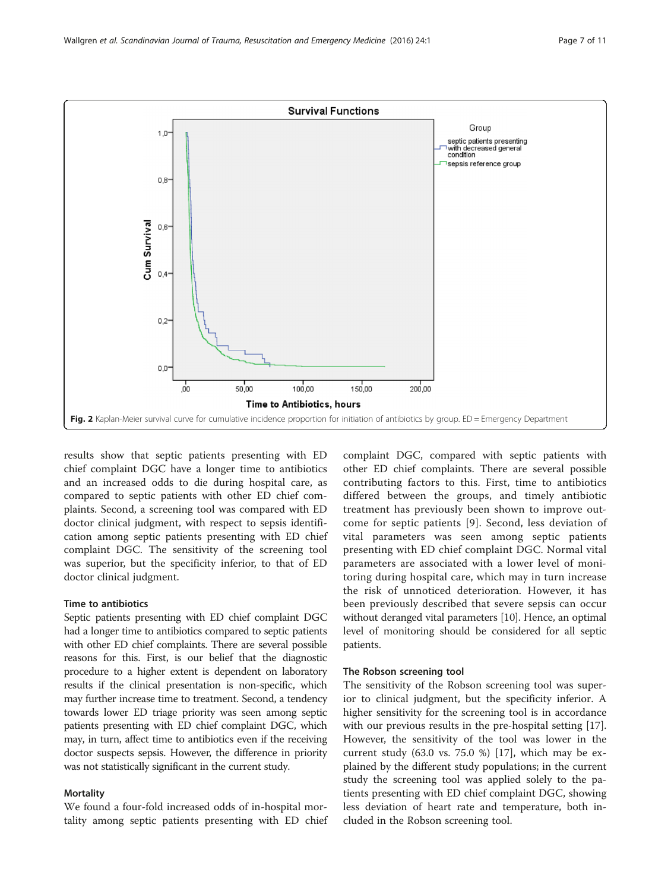Survival Functions

Group

septic patients presenting with decreased general condition

sepsis reference group

Cum Survival

1,0

0,8

0,6

0,4

0,2

0,0

,00

50,00

100,00

150,00

200,00

Time to Antibiotics, hours

**Fig. 2** Kaplan-Meier survival curve for cumulative incidence proportion for initiation of antibiotics by group. ED = Emergency Department

results show that septic patients presenting with ED chief complaint DGC have a longer time to antibiotics and an increased odds to die during hospital care, as compared to septic patients with other ED chief complaints. Second, a screening tool was compared with ED doctor clinical judgment, with respect to sepsis identification among septic patients presenting with ED chief complaint DGC. The sensitivity of the screening tool was superior, but the specificity inferior, to that of ED doctor clinical judgment.

### Time to antibiotics

Septic patients presenting with ED chief complaint DGC had a longer time to antibiotics compared to septic patients with other ED chief complaints. There are several possible reasons for this. First, is our belief that the diagnostic procedure to a higher extent is dependent on laboratory results if the clinical presentation is non-specific, which may further increase time to treatment. Second, a tendency towards lower ED triage priority was seen among septic patients presenting with ED chief complaint DGC, which may, in turn, affect time to antibiotics even if the receiving doctor suspects sepsis. However, the difference in priority was not statistically significant in the current study.

### Mortality

We found a four-fold increased odds of in-hospital mortality among septic patients presenting with ED chief complaint DGC, compared with septic patients with other ED chief complaints. There are several possible contributing factors to this. First, time to antibiotics differed between the groups, and timely antibiotic treatment has previously been shown to improve outcome for septic patients [9]. Second, less deviation of vital parameters was seen among septic patients presenting with ED chief complaint DGC. Normal vital parameters are associated with a lower level of monitoring during hospital care, which may in turn increase the risk of unnoticed deterioration. However, it has been previously described that severe sepsis can occur without deranged vital parameters [10]. Hence, an optimal level of monitoring should be considered for all septic patients.

### The Robson screening tool

The sensitivity of the Robson screening tool was superior to clinical judgment, but the specificity inferior. A higher sensitivity for the screening tool is in accordance with our previous results in the pre-hospital setting [17]. However, the sensitivity of the tool was lower in the current study (63.0 vs. 75.0 %) [17], which may be explained by the different study populations; in the current study the screening tool was applied solely to the patients presenting with ED chief complaint DGC, showing less deviation of heart rate and temperature, both included in the Robson screening tool.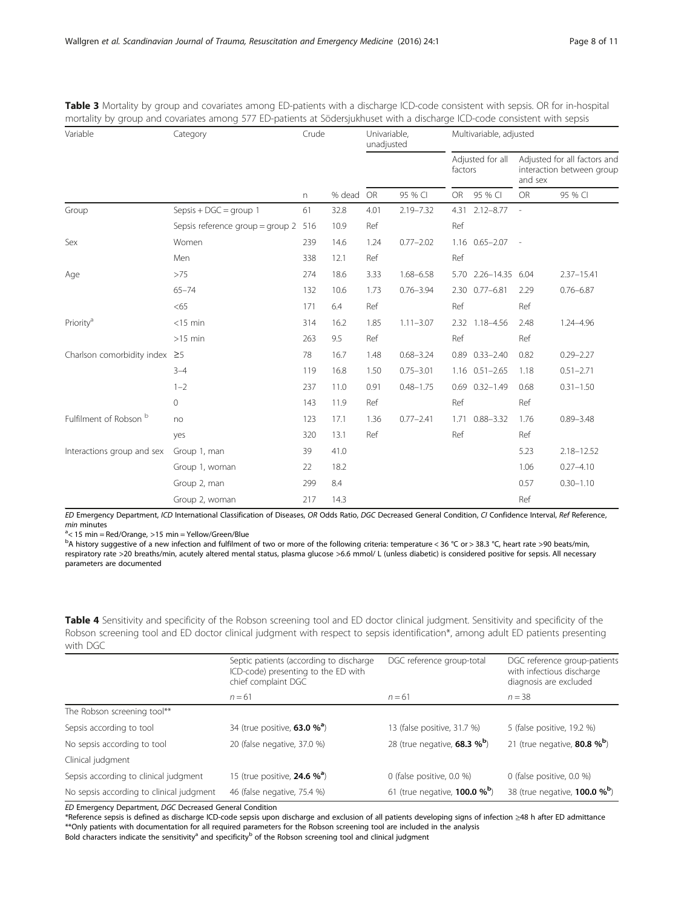**Table 3** Mortality by group and covariates among ED-patients with a discharge ICD-code consistent with sepsis. OR for in-hospital mortality by group and covariates among 577 ED-patients at Södersjukhuset with a discharge ICD-code consistent with sepsis

| Variable | Category | Crude | | Univariable, unadjusted | | Multivariable, adjusted | | | |
|---|---|---|---|---|---|---|---|---|---|
| | | | | | | Adjusted for all factors | | Adjusted for all factors and interaction between group and sex | |
| | | n | % dead | OR | 95 % CI | OR | 95 % CI | OR | 95 % CI |
| Group | Sepsis + DGC = group 1 | 61 | 32.8 | 4.01 | 2.19–7.32 | 4.31 | 2.12–8.77 | - | |
| | Sepsis reference group = group 2 | 516 | 10.9 | Ref | | Ref | | | |
| Sex | Women | 239 | 14.6 | 1.24 | 0.77–2.02 | 1.16 | 0.65–2.07 | - | |
| | Men | 338 | 12.1 | Ref | | Ref | | | |
| Age | >75 | 274 | 18.6 | 3.33 | 1.68–6.58 | 5.70 | 2.26–14.35 | 6.04 | 2.37–15.41 |
| | 65–74 | 132 | 10.6 | 1.73 | 0.76–3.94 | 2.30 | 0.77–6.81 | 2.29 | 0.76–6.87 |
| | <65 | 171 | 6.4 | Ref | | Ref | | Ref | |
| Priority[a] | <15 min | 314 | 16.2 | 1.85 | 1.11–3.07 | 2.32 | 1.18–4.56 | 2.48 | 1.24–4.96 |
| | >15 min | 263 | 9.5 | Ref | | Ref | | Ref | |
| Charlson comorbidity index | ≥5 | 78 | 16.7 | 1.48 | 0.68–3.24 | 0.89 | 0.33–2.40 | 0.82 | 0.29–2.27 |
| | 3–4 | 119 | 16.8 | 1.50 | 0.75–3.01 | 1.16 | 0.51–2.65 | 1.18 | 0.51–2.71 |
| | 1–2 | 237 | 11.0 | 0.91 | 0.48–1.75 | 0.69 | 0.32–1.49 | 0.68 | 0.31–1.50 |
| | 0 | 143 | 11.9 | Ref | | Ref | | Ref | |
| Fulfilment of Robson [b] | no | 123 | 17.1 | 1.36 | 0.77–2.41 | 1.71 | 0.88–3.32 | 1.76 | 0.89–3.48 |
| | yes | 320 | 13.1 | Ref | | Ref | | Ref | |
| Interactions group and sex | Group 1, man | 39 | 41.0 | | | | | 5.23 | 2.18–12.52 |
| | Group 1, woman | 22 | 18.2 | | | | | 1.06 | 0.27–4.10 |
| | Group 2, man | 299 | 8.4 | | | | | 0.57 | 0.30–1.10 |
| | Group 2, woman | 217 | 14.3 | | | | | Ref | |

*ED* Emergency Department, *ICD* International Classification of Diseases, *OR* Odds Ratio, *DGC* Decreased General Condition, *CI* Confidence Interval, *Ref* Reference, *min* minutes

[a]< 15 min = Red/Orange, >15 min = Yellow/Green/Blue

[b]A history suggestive of a new infection and fulfilment of two or more of the following criteria: temperature < 36 °C or > 38.3 °C, heart rate >90 beats/min, respiratory rate >20 breaths/min, acutely altered mental status, plasma glucose >6.6 mmol/ L (unless diabetic) is considered positive for sepsis. All necessary parameters are documented

**Table 4** Sensitivity and specificity of the Robson screening tool and ED doctor clinical judgment. Sensitivity and specificity of the Robson screening tool and ED doctor clinical judgment with respect to sepsis identification*, among adult ED patients presenting with DGC

| | Septic patients (according to discharge ICD-code) presenting to the ED with chief complaint DGC | DGC reference group-total | DGC reference group-patients with infectious discharge diagnosis are excluded |
|---|---|---|---|
| | n = 61 | n = 61 | n = 38 |
| The Robson screening tool** | | | |
| Sepsis according to tool | 34 (true positive, **63.0 %[a]**) | 13 (false positive, 31.7 %) | 5 (false positive, 19.2 %) |
| No sepsis according to tool | 20 (false negative, 37.0 %) | 28 (true negative, **68.3 %[b]**) | 21 (true negative, **80.8 %[b]**) |
| Clinical judgment | | | |
| Sepsis according to clinical judgment | 15 (true positive, **24.6 %[a]**) | 0 (false positive, 0.0 %) | 0 (false positive, 0.0 %) |
| No sepsis according to clinical judgment | 46 (false negative, 75.4 %) | 61 (true negative, **100.0 %[b]**) | 38 (true negative, **100.0 %[b]**) |

*ED* Emergency Department, *DGC* Decreased General Condition

*Reference sepsis is defined as discharge ICD-code sepsis upon discharge and exclusion of all patients developing signs of infection ≥48 h after ED admittance

**Only patients with documentation for all required parameters for the Robson screening tool are included in the analysis

Bold characters indicate the sensitivity[a] and specificity[b] of the Robson screening tool and clinical judgment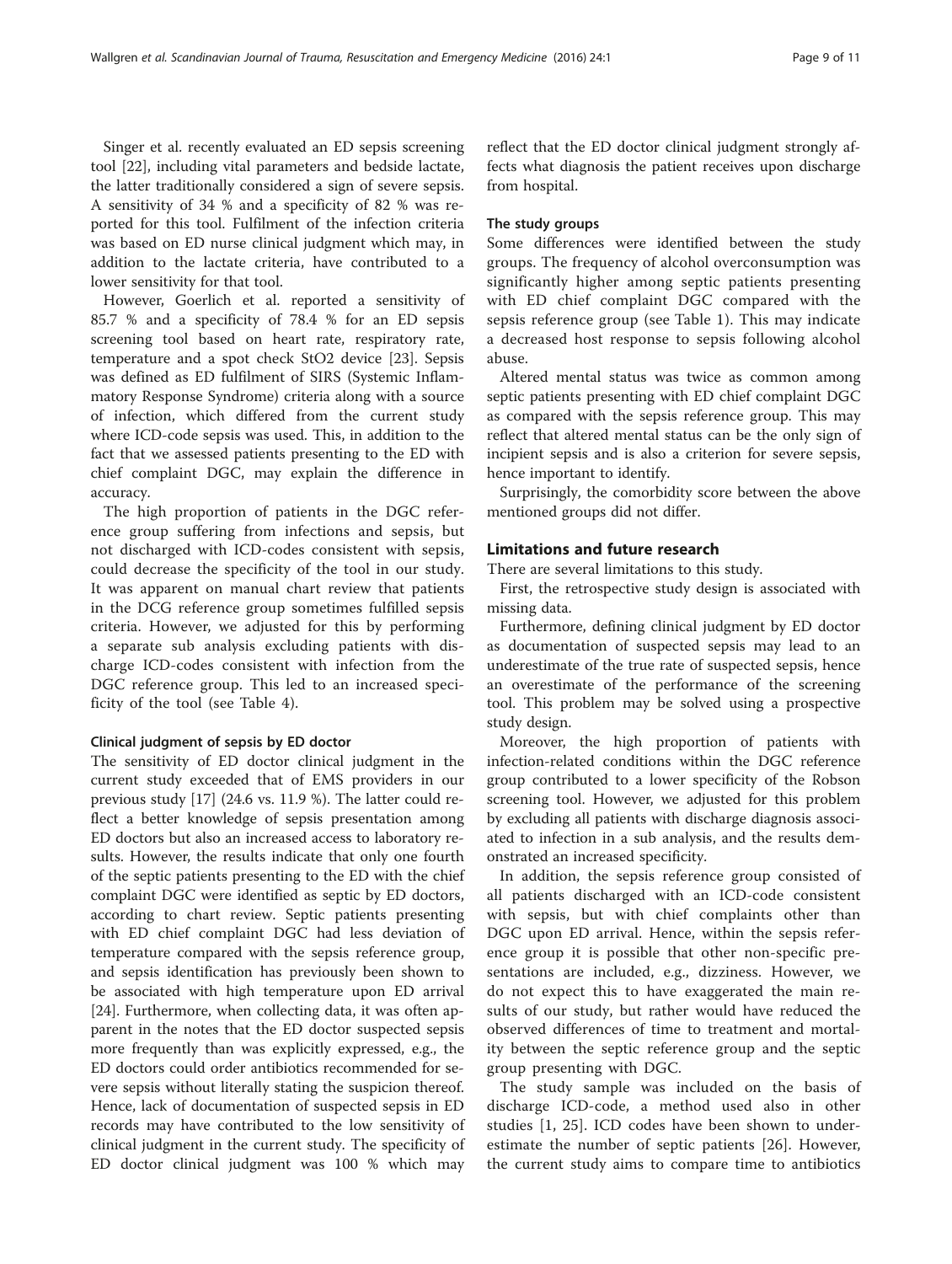Singer et al. recently evaluated an ED sepsis screening tool [22], including vital parameters and bedside lactate, the latter traditionally considered a sign of severe sepsis. A sensitivity of 34 % and a specificity of 82 % was reported for this tool. Fulfilment of the infection criteria was based on ED nurse clinical judgment which may, in addition to the lactate criteria, have contributed to a lower sensitivity for that tool.

However, Goerlich et al. reported a sensitivity of 85.7 % and a specificity of 78.4 % for an ED sepsis screening tool based on heart rate, respiratory rate, temperature and a spot check StO2 device [23]. Sepsis was defined as ED fulfilment of SIRS (Systemic Inflammatory Response Syndrome) criteria along with a source of infection, which differed from the current study where ICD-code sepsis was used. This, in addition to the fact that we assessed patients presenting to the ED with chief complaint DGC, may explain the difference in accuracy.

The high proportion of patients in the DGC reference group suffering from infections and sepsis, but not discharged with ICD-codes consistent with sepsis, could decrease the specificity of the tool in our study. It was apparent on manual chart review that patients in the DCG reference group sometimes fulfilled sepsis criteria. However, we adjusted for this by performing a separate sub analysis excluding patients with discharge ICD-codes consistent with infection from the DGC reference group. This led to an increased specificity of the tool (see Table 4).

### Clinical judgment of sepsis by ED doctor

The sensitivity of ED doctor clinical judgment in the current study exceeded that of EMS providers in our previous study [17] (24.6 vs. 11.9 %). The latter could reflect a better knowledge of sepsis presentation among ED doctors but also an increased access to laboratory results. However, the results indicate that only one fourth of the septic patients presenting to the ED with the chief complaint DGC were identified as septic by ED doctors, according to chart review. Septic patients presenting with ED chief complaint DGC had less deviation of temperature compared with the sepsis reference group, and sepsis identification has previously been shown to be associated with high temperature upon ED arrival [24]. Furthermore, when collecting data, it was often apparent in the notes that the ED doctor suspected sepsis more frequently than was explicitly expressed, e.g., the ED doctors could order antibiotics recommended for severe sepsis without literally stating the suspicion thereof. Hence, lack of documentation of suspected sepsis in ED records may have contributed to the low sensitivity of clinical judgment in the current study. The specificity of ED doctor clinical judgment was 100 % which may reflect that the ED doctor clinical judgment strongly affects what diagnosis the patient receives upon discharge from hospital.

### The study groups

Some differences were identified between the study groups. The frequency of alcohol overconsumption was significantly higher among septic patients presenting with ED chief complaint DGC compared with the sepsis reference group (see Table 1). This may indicate a decreased host response to sepsis following alcohol abuse.

Altered mental status was twice as common among septic patients presenting with ED chief complaint DGC as compared with the sepsis reference group. This may reflect that altered mental status can be the only sign of incipient sepsis and is also a criterion for severe sepsis, hence important to identify.

Surprisingly, the comorbidity score between the above mentioned groups did not differ.

## Limitations and future research

There are several limitations to this study.

First, the retrospective study design is associated with missing data.

Furthermore, defining clinical judgment by ED doctor as documentation of suspected sepsis may lead to an underestimate of the true rate of suspected sepsis, hence an overestimate of the performance of the screening tool. This problem may be solved using a prospective study design.

Moreover, the high proportion of patients with infection-related conditions within the DGC reference group contributed to a lower specificity of the Robson screening tool. However, we adjusted for this problem by excluding all patients with discharge diagnosis associated to infection in a sub analysis, and the results demonstrated an increased specificity.

In addition, the sepsis reference group consisted of all patients discharged with an ICD-code consistent with sepsis, but with chief complaints other than DGC upon ED arrival. Hence, within the sepsis reference group it is possible that other non-specific presentations are included, e.g., dizziness. However, we do not expect this to have exaggerated the main results of our study, but rather would have reduced the observed differences of time to treatment and mortality between the septic reference group and the septic group presenting with DGC.

The study sample was included on the basis of discharge ICD-code, a method used also in other studies [1, 25]. ICD codes have been shown to underestimate the number of septic patients [26]. However, the current study aims to compare time to antibiotics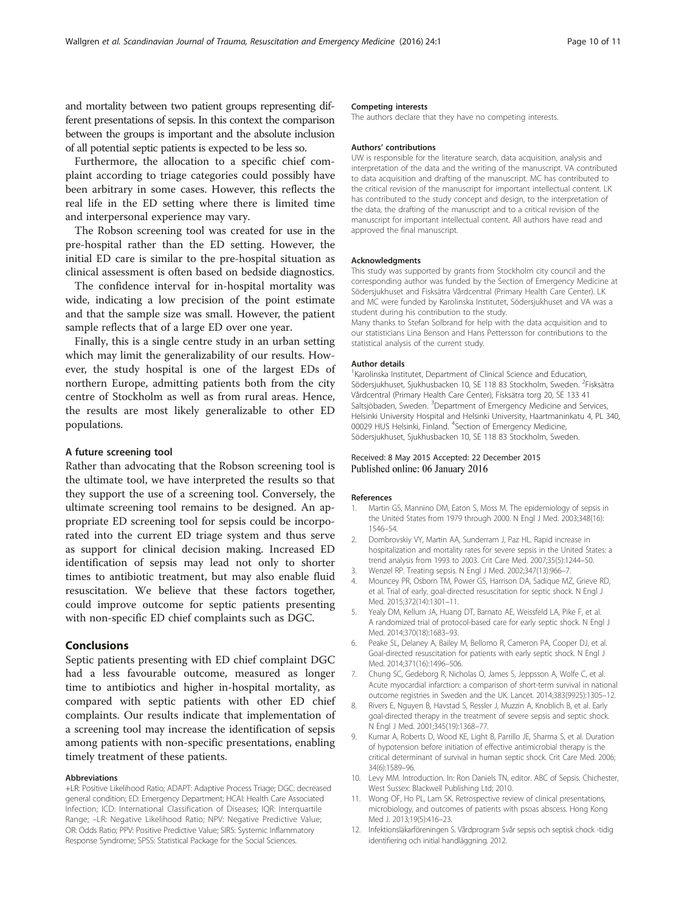and mortality between two patient groups representing different presentations of sepsis. In this context the comparison between the groups is important and the absolute inclusion of all potential septic patients is expected to be less so.

Furthermore, the allocation to a specific chief complaint according to triage categories could possibly have been arbitrary in some cases. However, this reflects the real life in the ED setting where there is limited time and interpersonal experience may vary.

The Robson screening tool was created for use in the pre-hospital rather than the ED setting. However, the initial ED care is similar to the pre-hospital situation as clinical assessment is often based on bedside diagnostics.

The confidence interval for in-hospital mortality was wide, indicating a low precision of the point estimate and that the sample size was small. However, the patient sample reflects that of a large ED over one year.

Finally, this is a single centre study in an urban setting which may limit the generalizability of our results. However, the study hospital is one of the largest EDs of northern Europe, admitting patients both from the city centre of Stockholm as well as from rural areas. Hence, the results are most likely generalizable to other ED populations.

### A future screening tool

Rather than advocating that the Robson screening tool is the ultimate tool, we have interpreted the results so that they support the use of a screening tool. Conversely, the ultimate screening tool remains to be designed. An appropriate ED screening tool for sepsis could be incorporated into the current ED triage system and thus serve as support for clinical decision making. Increased ED identification of sepsis may lead not only to shorter times to antibiotic treatment, but may also enable fluid resuscitation. We believe that these factors together, could improve outcome for septic patients presenting with non-specific ED chief complaints such as DGC.

## Conclusions

Septic patients presenting with ED chief complaint DGC had a less favourable outcome, measured as longer time to antibiotics and higher in-hospital mortality, as compared with septic patients with other ED chief complaints. Our results indicate that implementation of a screening tool may increase the identification of sepsis among patients with non-specific presentations, enabling timely treatment of these patients.

#### Abbreviations

+LR: Positive Likelihood Ratio; ADAPT: Adaptive Process Triage; DGC: decreased general condition; ED: Emergency Department; HCAI: Health Care Associated Infection; ICD: International Classification of Diseases; IQR: Interquartile Range; –LR: Negative Likelihood Ratio; NPV: Negative Predictive Value; OR: Odds Ratio; PPV: Positive Predictive Value; SIRS: Systemic Inflammatory Response Syndrome; SPSS: Statistical Package for the Social Sciences.

#### Competing interests

The authors declare that they have no competing interests.

#### Authors' contributions

UW is responsible for the literature search, data acquisition, analysis and interpretation of the data and the writing of the manuscript. VA contributed to data acquisition and drafting of the manuscript. MC has contributed to the critical revision of the manuscript for important intellectual content. LK has contributed to the study concept and design, to the interpretation of the data, the drafting of the manuscript and to a critical revision of the manuscript for important intellectual content. All authors have read and approved the final manuscript.

#### Acknowledgments

This study was supported by grants from Stockholm city council and the corresponding author was funded by the Section of Emergency Medicine at Södersjukhuset and Fisksätra Vårdcentral (Primary Health Care Center). LK and MC were funded by Karolinska Institutet, Södersjukhuset and VA was a student during his contribution to the study.

Many thanks to Stefan Solbrand for help with the data acquisition and to our statisticians Lina Benson and Hans Pettersson for contributions to the statistical analysis of the current study.

#### Author details

[1]Karolinska Institutet, Department of Clinical Science and Education, Södersjukhuset, Sjukhusbacken 10, SE 118 83 Stockholm, Sweden. [2]Fisksätra Vårdcentral (Primary Health Care Center), Fisksätra torg 20, SE 133 41 Saltsjöbaden, Sweden. [3]Department of Emergency Medicine and Services, Helsinki University Hospital and Helsinki University, Haartmaninkatu 4, PL 340, 00029 HUS Helsinki, Finland. [4]Section of Emergency Medicine, Södersjukhuset, Sjukhusbacken 10, SE 118 83 Stockholm, Sweden.

Received: 8 May 2015 Accepted: 22 December 2015
Published online: 06 January 2016

#### References

1. Martin GS, Mannino DM, Eaton S, Moss M. The epidemiology of sepsis in the United States from 1979 through 2000. N Engl J Med. 2003;348(16):1546–54.
2. Dombrovskiy VY, Martin AA, Sunderram J, Paz HL. Rapid increase in hospitalization and mortality rates for severe sepsis in the United States: a trend analysis from 1993 to 2003. Crit Care Med. 2007;35(5):1244–50.
3. Wenzel RP. Treating sepsis. N Engl J Med. 2002;347(13):966–7.
4. Mouncey PR, Osborn TM, Power GS, Harrison DA, Sadique MZ, Grieve RD, et al. Trial of early, goal-directed resuscitation for septic shock. N Engl J Med. 2015;372(14):1301–11.
5. Yealy DM, Kellum JA, Huang DT, Barnato AE, Weissfeld LA, Pike F, et al. A randomized trial of protocol-based care for early septic shock. N Engl J Med. 2014;370(18):1683–93.
6. Peake SL, Delaney A, Bailey M, Bellomo R, Cameron PA, Cooper DJ, et al. Goal-directed resuscitation for patients with early septic shock. N Engl J Med. 2014;371(16):1496–506.
7. Chung SC, Gedeborg R, Nicholas O, James S, Jeppsson A, Wolfe C, et al. Acute myocardial infarction: a comparison of short-term survival in national outcome registries in Sweden and the UK. Lancet. 2014;383(9925):1305–12.
8. Rivers E, Nguyen B, Havstad S, Ressler J, Muzzin A, Knoblich B, et al. Early goal-directed therapy in the treatment of severe sepsis and septic shock. N Engl J Med. 2001;345(19):1368–77.
9. Kumar A, Roberts D, Wood KE, Light B, Parrillo JE, Sharma S, et al. Duration of hypotension before initiation of effective antimicrobial therapy is the critical determinant of survival in human septic shock. Crit Care Med. 2006;34(6):1589–96.
10. Levy MM. Introduction. In: Ron Daniels TN, editor. ABC of Sepsis. Chichester, West Sussex: Blackwell Publishing Ltd; 2010.
11. Wong OF, Ho PL, Lam SK. Retrospective review of clinical presentations, microbiology, and outcomes of patients with psoas abscess. Hong Kong Med J. 2013;19(5):416–23.
12. Infektionsläkarföreningen S. Vårdprogram Svår sepsis och septisk chock -tidig identifiering och initial handläggning. 2012.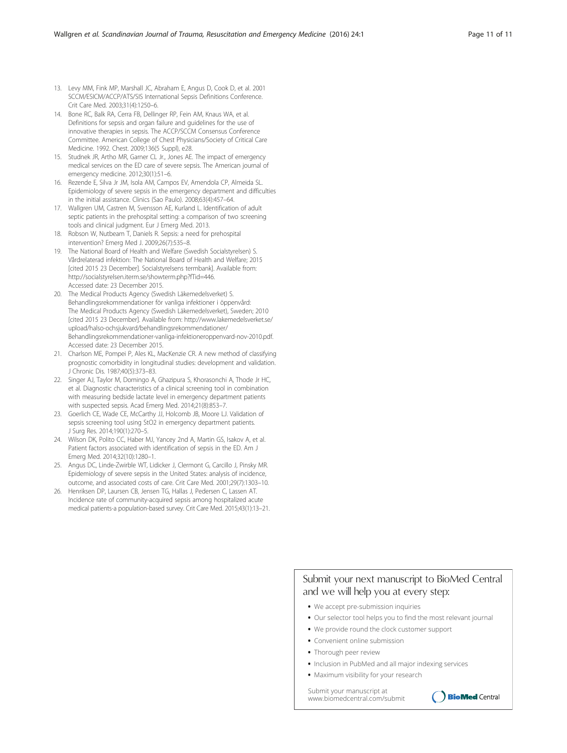13. Levy MM, Fink MP, Marshall JC, Abraham E, Angus D, Cook D, et al. 2001 SCCM/ESICM/ACCP/ATS/SIS International Sepsis Definitions Conference. Crit Care Med. 2003;31(4):1250–6.
14. Bone RC, Balk RA, Cerra FB, Dellinger RP, Fein AM, Knaus WA, et al. Definitions for sepsis and organ failure and guidelines for the use of innovative therapies in sepsis. The ACCP/SCCM Consensus Conference Committee. American College of Chest Physicians/Society of Critical Care Medicine. 1992. Chest. 2009;136(5 Suppl), e28.
15. Studnek JR, Artho MR, Garner CL Jr., Jones AE. The impact of emergency medical services on the ED care of severe sepsis. The American journal of emergency medicine. 2012;30(1):51–6.
16. Rezende E, Silva Jr JM, Isola AM, Campos EV, Amendola CP, Almeida SL. Epidemiology of severe sepsis in the emergency department and difficulties in the initial assistance. Clinics (Sao Paulo). 2008;63(4):457–64.
17. Wallgren UM, Castren M, Svensson AE, Kurland L. Identification of adult septic patients in the prehospital setting: a comparison of two screening tools and clinical judgment. Eur J Emerg Med. 2013.
18. Robson W, Nutbeam T, Daniels R. Sepsis: a need for prehospital intervention? Emerg Med J. 2009;26(7):535–8.
19. The National Board of Health and Welfare (Swedish Socialstyrelsen) S. Vårdrelaterad infektion: The National Board of Health and Welfare; 2015 [cited 2015 23 December]. Socialstyrelsens termbank]. Available from: http://socialstyrelsen.iterm.se/showterm.php?fTid=446. Accessed date: 23 December 2015.
20. The Medical Products Agency (Swedish Läkemedelsverket) S. Behandlingsrekommendationer för vanliga infektioner i öppenvård: The Medical Products Agency (Swedish Läkemedelsverket), Sweden; 2010 [cited 2015 23 December]. Available from: http://www.lakemedelsverket.se/upload/halso-ochsjukvard/behandlingsrekommendationer/Behandlingsrekommendationer-vanliga-infektioneroppenvard-nov-2010.pdf. Accessed date: 23 December 2015.
21. Charlson ME, Pompei P, Ales KL, MacKenzie CR. A new method of classifying prognostic comorbidity in longitudinal studies: development and validation. J Chronic Dis. 1987;40(5):373–83.
22. Singer AJ, Taylor M, Domingo A, Ghazipura S, Khorasonchi A, Thode Jr HC, et al. Diagnostic characteristics of a clinical screening tool in combination with measuring bedside lactate level in emergency department patients with suspected sepsis. Acad Emerg Med. 2014;21(8):853–7.
23. Goerlich CE, Wade CE, McCarthy JJ, Holcomb JB, Moore LJ. Validation of sepsis screening tool using StO2 in emergency department patients. J Surg Res. 2014;190(1):270–5.
24. Wilson DK, Polito CC, Haber MJ, Yancey 2nd A, Martin GS, Isakov A, et al. Patient factors associated with identification of sepsis in the ED. Am J Emerg Med. 2014;32(10):1280–1.
25. Angus DC, Linde-Zwirble WT, Lidicker J, Clermont G, Carcillo J, Pinsky MR. Epidemiology of severe sepsis in the United States: analysis of incidence, outcome, and associated costs of care. Crit Care Med. 2001;29(7):1303–10.
26. Henriksen DP, Laursen CB, Jensen TG, Hallas J, Pedersen C, Lassen AT. Incidence rate of community-acquired sepsis among hospitalized acute medical patients-a population-based survey. Crit Care Med. 2015;43(1):13–21.

Submit your next manuscript to BioMed Central and we will help you at every step:

- We accept pre-submission inquiries
- Our selector tool helps you to find the most relevant journal
- We provide round the clock customer support
- Convenient online submission
- Thorough peer review
- Inclusion in PubMed and all major indexing services
- Maximum visibility for your research

Submit your manuscript at www.biomedcentral.com/submit

BioMed Central